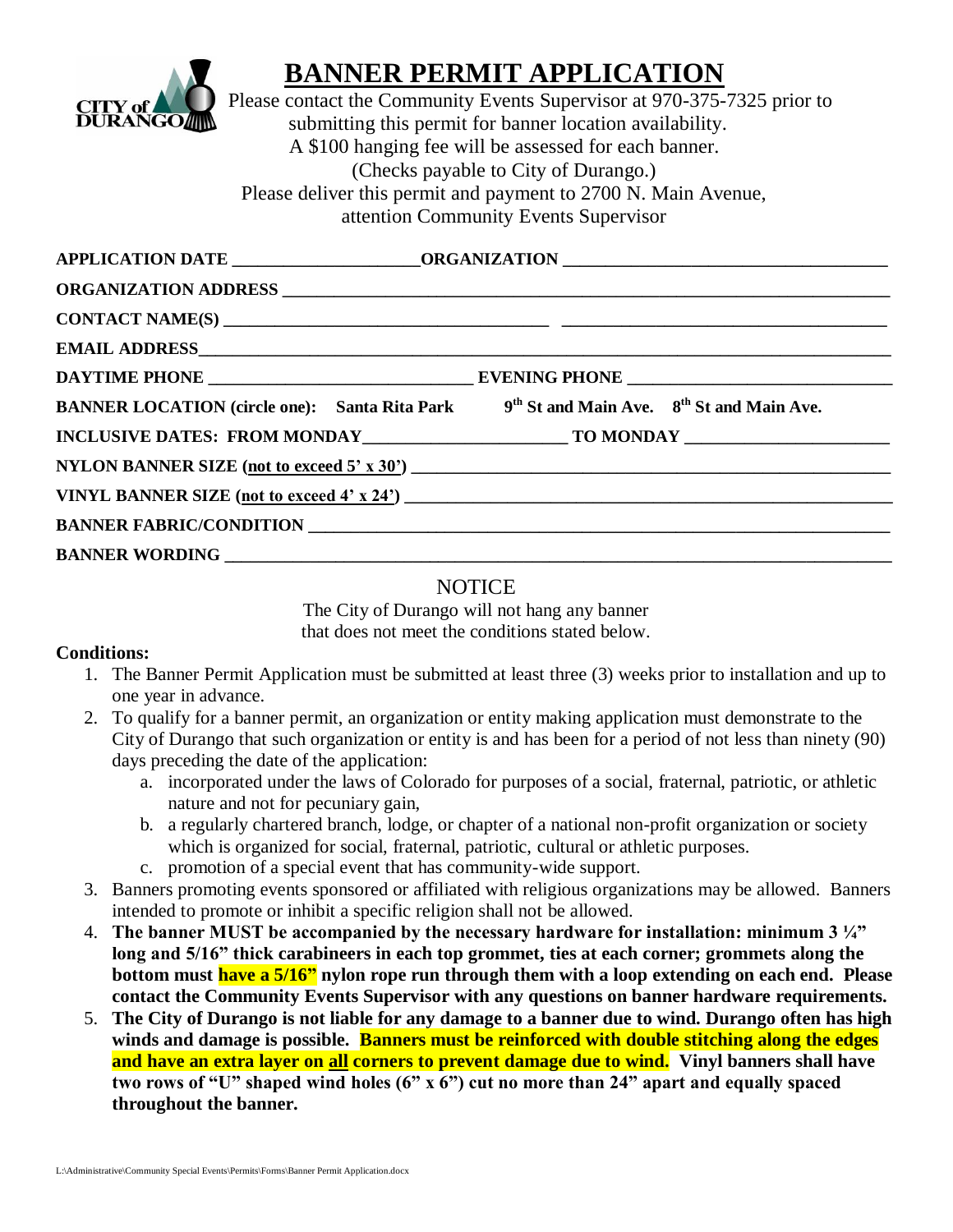# BANNER PERMIT APPLICATION

Please contact the Community Events Supervisor at 970-375-7325 prior to submitting this permit for banner location availability.
A $100 hanging fee will be assessed for each banner.
(Checks payable to City of Durango.)
Please deliver this permit and payment to 2700 N. Main Avenue, attention Community Events Supervisor

**APPLICATION DATE** ____________________ **ORGANIZATION** ____________________________________

**ORGANIZATION ADDRESS** ____________________________________________________________________

**CONTACT NAME(S)** ___________________________________ ___________________________________

**EMAIL ADDRESS** __________________________________________________________________________

**DAYTIME PHONE** ____________________________ **EVENING PHONE** ____________________________

**BANNER LOCATION (circle one): Santa Rita Park 9th St and Main Ave. 8th St and Main Ave.**

**INCLUSIVE DATES: FROM MONDAY** ______________________ **TO MONDAY** ______________________

**NYLON BANNER SIZE (not to exceed 5' x 30')** ________________________________________________

**VINYL BANNER SIZE (not to exceed 4' x 24')** ________________________________________________

**BANNER FABRIC/CONDITION** _____________________________________________________________

**BANNER WORDING** _____________________________________________________________________

## NOTICE

The City of Durango will not hang any banner that does not meet the conditions stated below.

**Conditions:**

1. The Banner Permit Application must be submitted at least three (3) weeks prior to installation and up to one year in advance.
2. To qualify for a banner permit, an organization or entity making application must demonstrate to the City of Durango that such organization or entity is and has been for a period of not less than ninety (90) days preceding the date of the application:
   a. incorporated under the laws of Colorado for purposes of a social, fraternal, patriotic, or athletic nature and not for pecuniary gain,
   b. a regularly chartered branch, lodge, or chapter of a national non-profit organization or society which is organized for social, fraternal, patriotic, cultural or athletic purposes.
   c. promotion of a special event that has community-wide support.
3. Banners promoting events sponsored or affiliated with religious organizations may be allowed. Banners intended to promote or inhibit a specific religion shall not be allowed.
4. **The banner MUST be accompanied by the necessary hardware for installation: minimum 3 ¼" long and 5/16" thick carabineers in each top grommet, ties at each corner; grommets along the bottom must have a 5/16" nylon rope run through them with a loop extending on each end. Please contact the Community Events Supervisor with any questions on banner hardware requirements.**
5. **The City of Durango is not liable for any damage to a banner due to wind. Durango often has high winds and damage is possible. Banners must be reinforced with double stitching along the edges and have an extra layer on all corners to prevent damage due to wind. Vinyl banners shall have two rows of "U" shaped wind holes (6" x 6") cut no more than 24" apart and equally spaced throughout the banner.**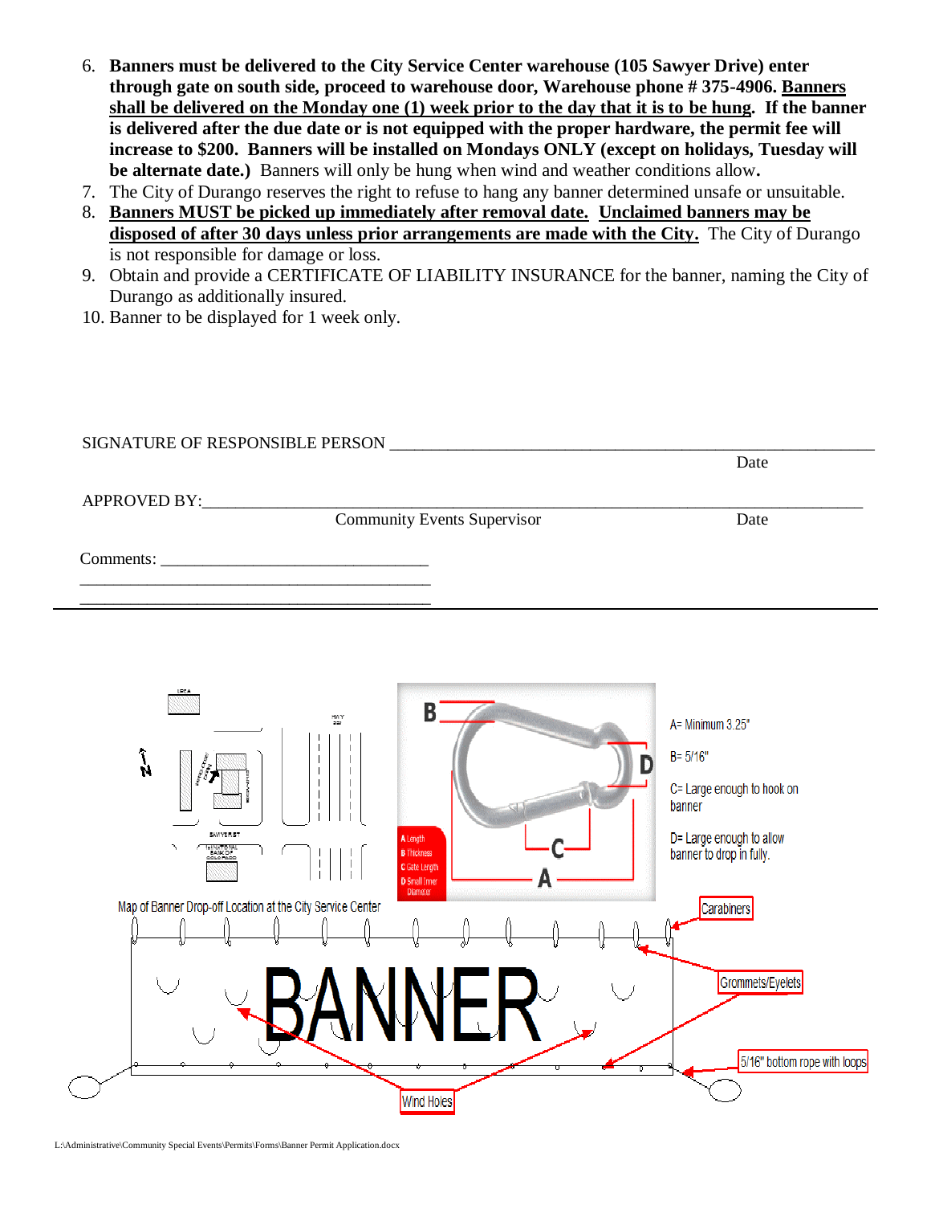6. **Banners must be delivered to the City Service Center warehouse (105 Sawyer Drive) enter through gate on south side, proceed to warehouse door, Warehouse phone # 375-4906. <u>Banners shall be delivered on the Monday one (1) week prior to the day that it is to be hung</u>. If the banner is delivered after the due date or is not equipped with the proper hardware, the permit fee will increase to $200. Banners will be installed on Mondays ONLY (except on holidays, Tuesday will be alternate date.)** Banners will only be hung when wind and weather conditions allow**.**
7. The City of Durango reserves the right to refuse to hang any banner determined unsafe or unsuitable.
8. **<u>Banners MUST be picked up immediately after removal date.</u> <u>Unclaimed banners may be disposed of after 30 days unless prior arrangements are made with the City.</u>** The City of Durango is not responsible for damage or loss.
9. Obtain and provide a CERTIFICATE OF LIABILITY INSURANCE for the banner, naming the City of Durango as additionally insured.
10. Banner to be displayed for 1 week only.

SIGNATURE OF RESPONSIBLE PERSON ______________________________________________

Date

APPROVED BY:______________________________________________________________

Community Events Supervisor Date

Comments: ________________________________
__________________________________________
__________________________________________

Map of Banner Drop-off Location at the City Service Center

A Length
B Thickness
C Gate Length
D Small Inner Diameter

A= Minimum 3.25"

B= 5/16"

C= Large enough to hook on banner

D= Large enough to allow banner to drop in fully.

Carabiners

Grommets/Eyelets

5/16" bottom rope with loops

Wind Holes

BANNER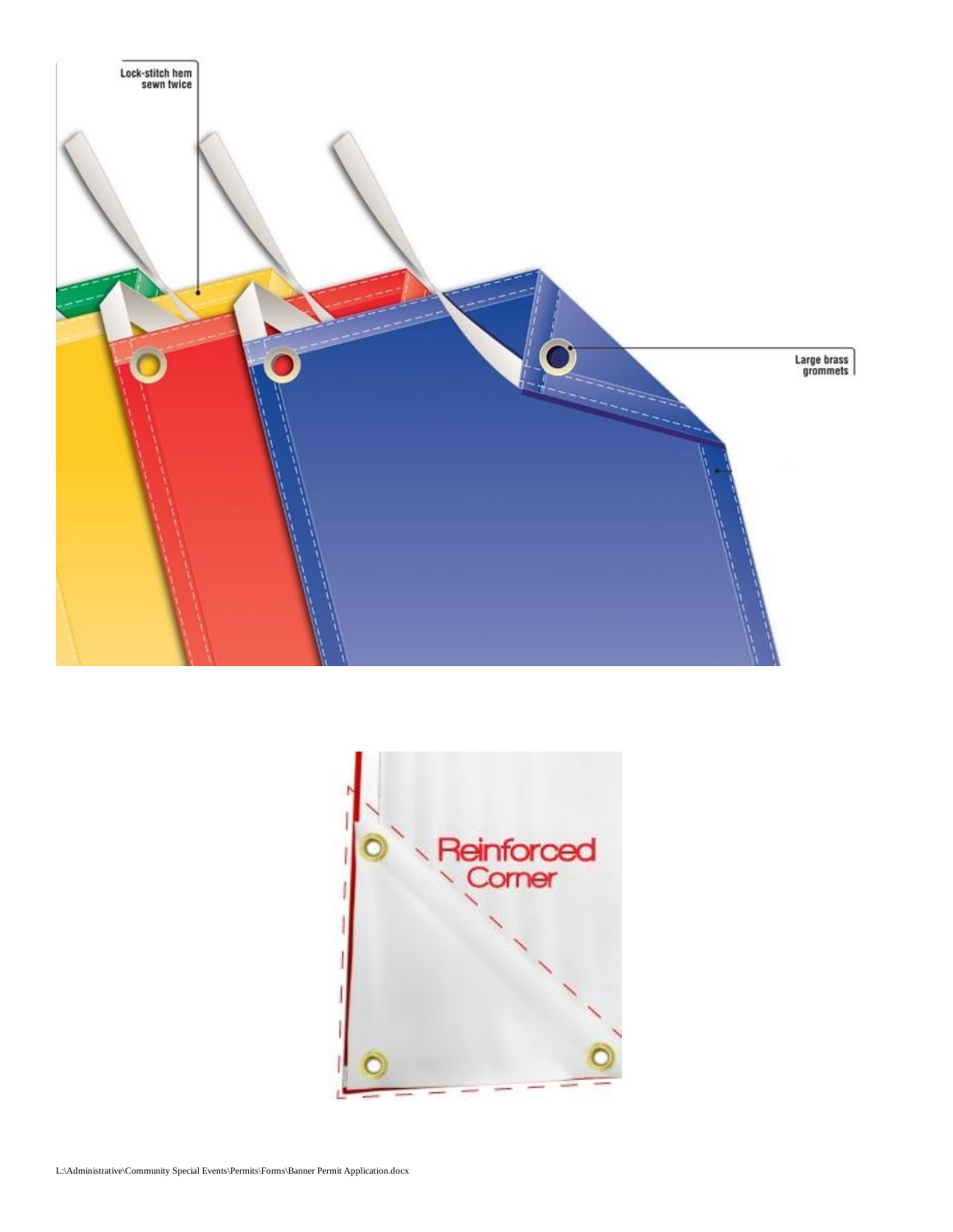Lock-stitch hem sewn twice

Large brass grommets

Reinforced Corner